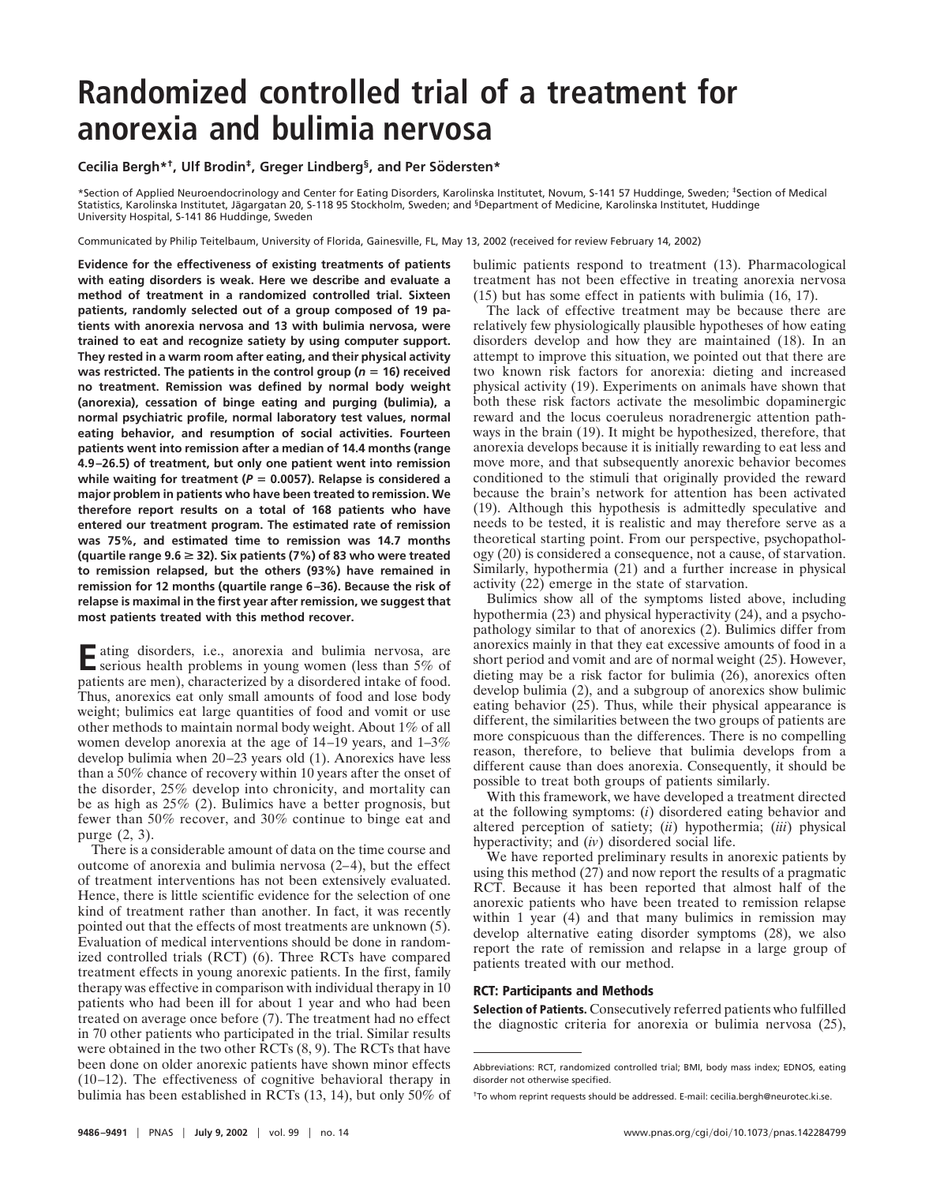# Randomized controlled trial of a treatment for anorexia and bulimia nervosa

**Cecilia Bergh*†, Ulf Brodin‡, Greger Lindberg§, and Per Södersten***

*Section of Applied Neuroendocrinology and Center for Eating Disorders, Karolinska Institutet, Novum, S-141 57 Huddinge, Sweden; ‡Section of Medical Statistics, Karolinska Institutet, Jägargatan 20, S-118 95 Stockholm, Sweden; and §Department of Medicine, Karolinska Institutet, Huddinge University Hospital, S-141 86 Huddinge, Sweden

Communicated by Philip Teitelbaum, University of Florida, Gainesville, FL, May 13, 2002 (received for review February 14, 2002)

**Evidence for the effectiveness of existing treatments of patients with eating disorders is weak. Here we describe and evaluate a method of treatment in a randomized controlled trial. Sixteen patients, randomly selected out of a group composed of 19 patients with anorexia nervosa and 13 with bulimia nervosa, were trained to eat and recognize satiety by using computer support. They rested in a warm room after eating, and their physical activity was restricted. The patients in the control group ($n = 16$) received no treatment. Remission was defined by normal body weight (anorexia), cessation of binge eating and purging (bulimia), a normal psychiatric profile, normal laboratory test values, normal eating behavior, and resumption of social activities. Fourteen patients went into remission after a median of 14.4 months (range 4.9–26.5) of treatment, but only one patient went into remission while waiting for treatment ($P = 0.0057$). Relapse is considered a major problem in patients who have been treated to remission. We therefore report results on a total of 168 patients who have entered our treatment program. The estimated rate of remission was 75%, and estimated time to remission was 14.7 months (quartile range 9.6 ≥ 32). Six patients (7%) of 83 who were treated to remission relapsed, but the others (93%) have remained in remission for 12 months (quartile range 6–36). Because the risk of relapse is maximal in the first year after remission, we suggest that most patients treated with this method recover.**

Eating disorders, i.e., anorexia and bulimia nervosa, are serious health problems in young women (less than 5% of patients are men), characterized by a disordered intake of food. Thus, anorexics eat only small amounts of food and lose body weight; bulimics eat large quantities of food and vomit or use other methods to maintain normal body weight. About 1% of all women develop anorexia at the age of 14–19 years, and 1–3% develop bulimia when 20–23 years old (1). Anorexics have less than a 50% chance of recovery within 10 years after the onset of the disorder, 25% develop into chronicity, and mortality can be as high as 25% (2). Bulimics have a better prognosis, but fewer than 50% recover, and 30% continue to binge eat and purge (2, 3).

There is a considerable amount of data on the time course and outcome of anorexia and bulimia nervosa (2–4), but the effect of treatment interventions has not been extensively evaluated. Hence, there is little scientific evidence for the selection of one kind of treatment rather than another. In fact, it was recently pointed out that the effects of most treatments are unknown (5). Evaluation of medical interventions should be done in randomized controlled trials (RCT) (6). Three RCTs have compared treatment effects in young anorexic patients. In the first, family therapy was effective in comparison with individual therapy in 10 patients who had been ill for about 1 year and who had been treated on average once before (7). The treatment had no effect in 70 other patients who participated in the trial. Similar results were obtained in the two other RCTs (8, 9). The RCTs that have been done on older anorexic patients have shown minor effects (10–12). The effectiveness of cognitive behavioral therapy in bulimia has been established in RCTs (13, 14), but only 50% of bulimic patients respond to treatment (13). Pharmacological treatment has not been effective in treating anorexia nervosa (15) but has some effect in patients with bulimia (16, 17).

The lack of effective treatment may be because there are relatively few physiologically plausible hypotheses of how eating disorders develop and how they are maintained (18). In an attempt to improve this situation, we pointed out that there are two known risk factors for anorexia: dieting and increased physical activity (19). Experiments on animals have shown that both these risk factors activate the mesolimbic dopaminergic reward and the locus coeruleus noradrenergic attention pathways in the brain (19). It might be hypothesized, therefore, that anorexia develops because it is initially rewarding to eat less and move more, and that subsequently anorexic behavior becomes conditioned to the stimuli that originally provided the reward because the brain's network for attention has been activated (19). Although this hypothesis is admittedly speculative and needs to be tested, it is realistic and may therefore serve as a theoretical starting point. From our perspective, psychopathology (20) is considered a consequence, not a cause, of starvation. Similarly, hypothermia (21) and a further increase in physical activity (22) emerge in the state of starvation.

Bulimics show all of the symptoms listed above, including hypothermia (23) and physical hyperactivity (24), and a psychopathology similar to that of anorexics (2). Bulimics differ from anorexics mainly in that they eat excessive amounts of food in a short period and vomit and are of normal weight (25). However, dieting may be a risk factor for bulimia (26), anorexics often develop bulimia (2), and a subgroup of anorexics show bulimic eating behavior (25). Thus, while their physical appearance is different, the similarities between the two groups of patients are more conspicuous than the differences. There is no compelling reason, therefore, to believe that bulimia develops from a different cause than does anorexia. Consequently, it should be possible to treat both groups of patients similarly.

With this framework, we have developed a treatment directed at the following symptoms: (*i*) disordered eating behavior and altered perception of satiety; (*ii*) hypothermia; (*iii*) physical hyperactivity; and (*iv*) disordered social life.

We have reported preliminary results in anorexic patients by using this method (27) and now report the results of a pragmatic RCT. Because it has been reported that almost half of the anorexic patients who have been treated to remission relapse within 1 year (4) and that many bulimics in remission may develop alternative eating disorder symptoms (28), we also report the rate of remission and relapse in a large group of patients treated with our method.

## RCT: Participants and Methods

**Selection of Patients.** Consecutively referred patients who fulfilled the diagnostic criteria for anorexia or bulimia nervosa (25),

Abbreviations: RCT, randomized controlled trial; BMI, body mass index; EDNOS, eating disorder not otherwise specified.

†To whom reprint requests should be addressed. E-mail: cecilia.bergh@neurotec.ki.se.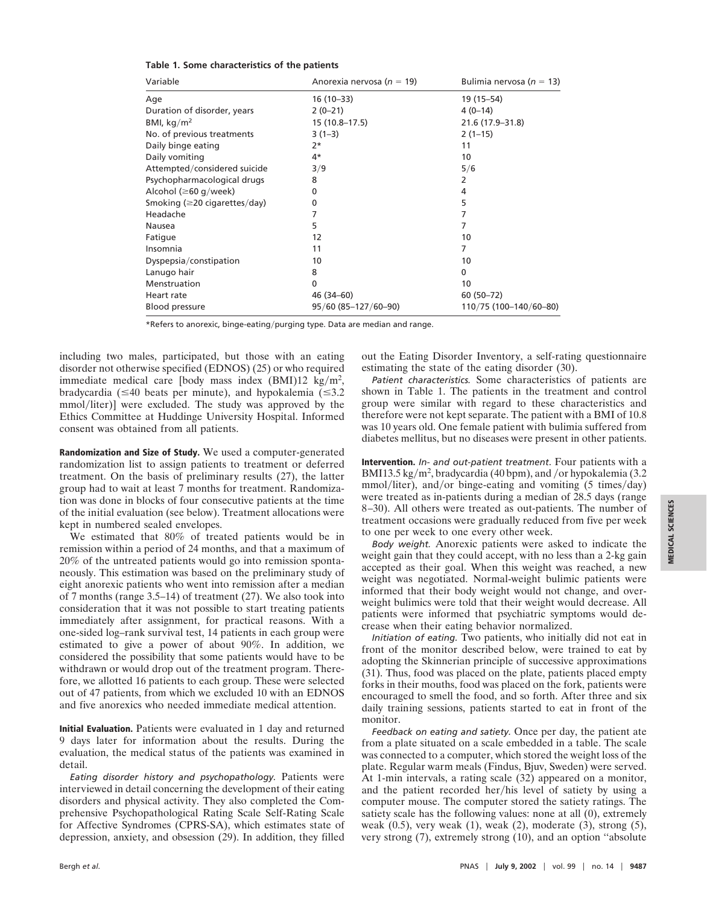**Table 1. Some characteristics of the patients**

| Variable | Anorexia nervosa ($n$ = 19) | Bulimia nervosa ($n$ = 13) |
|---|---|---|
| Age | 16 (10–33) | 19 (15–54) |
| Duration of disorder, years | 2 (0–21) | 4 (0–14) |
| BMI, kg/m$^2$ | 15 (10.8–17.5) | 21.6 (17.9–31.8) |
| No. of previous treatments | 3 (1–3) | 2 (1–15) |
| Daily binge eating | 2* | 11 |
| Daily vomiting | 4* | 10 |
| Attempted/considered suicide | 3/9 | 5/6 |
| Psychopharmacological drugs | 8 | 2 |
| Alcohol (≥60 g/week) | 0 | 4 |
| Smoking (≥20 cigarettes/day) | 0 | 5 |
| Headache | 7 | 7 |
| Nausea | 5 | 7 |
| Fatigue | 12 | 10 |
| Insomnia | 11 | 7 |
| Dyspepsia/constipation | 10 | 10 |
| Lanugo hair | 8 | 0 |
| Menstruation | 0 | 10 |
| Heart rate | 46 (34–60) | 60 (50–72) |
| Blood pressure | 95/60 (85–127/60–90) | 110/75 (100–140/60–80) |

*Refers to anorexic, binge-eating/purging type. Data are median and range.

including two males, participated, but those with an eating disorder not otherwise specified (EDNOS) (25) or who required immediate medical care [body mass index (BMI)12 kg/m$^2$, bradycardia (≤40 beats per minute), and hypokalemia (≤3.2 mmol/liter)] were excluded. The study was approved by the Ethics Committee at Huddinge University Hospital. Informed consent was obtained from all patients.

**Randomization and Size of Study.** We used a computer-generated randomization list to assign patients to treatment or deferred treatment. On the basis of preliminary results (27), the latter group had to wait at least 7 months for treatment. Randomization was done in blocks of four consecutive patients at the time of the initial evaluation (see below). Treatment allocations were kept in numbered sealed envelopes.

We estimated that 80% of treated patients would be in remission within a period of 24 months, and that a maximum of 20% of the untreated patients would go into remission spontaneously. This estimation was based on the preliminary study of eight anorexic patients who went into remission after a median of 7 months (range 3.5–14) of treatment (27). We also took into consideration that it was not possible to start treating patients immediately after assignment, for practical reasons. With a one-sided log–rank survival test, 14 patients in each group were estimated to give a power of about 90%. In addition, we considered the possibility that some patients would have to be withdrawn or would drop out of the treatment program. Therefore, we allotted 16 patients to each group. These were selected out of 47 patients, from which we excluded 10 with an EDNOS and five anorexics who needed immediate medical attention.

**Initial Evaluation.** Patients were evaluated in 1 day and returned 9 days later for information about the results. During the evaluation, the medical status of the patients was examined in detail.

*Eating disorder history and psychopathology.* Patients were interviewed in detail concerning the development of their eating disorders and physical activity. They also completed the Comprehensive Psychopathological Rating Scale Self-Rating Scale for Affective Syndromes (CPRS-SA), which estimates state of depression, anxiety, and obsession (29). In addition, they filled out the Eating Disorder Inventory, a self-rating questionnaire estimating the state of the eating disorder (30).

*Patient characteristics.* Some characteristics of patients are shown in Table 1. The patients in the treatment and control group were similar with regard to these characteristics and therefore were not kept separate. The patient with a BMI of 10.8 was 10 years old. One female patient with bulimia suffered from diabetes mellitus, but no diseases were present in other patients.

**Intervention.** *In- and out-patient treatment.* Four patients with a BMI13.5 kg/m$^2$, bradycardia (40 bpm), and /or hypokalemia (3.2 mmol/liter), and/or binge-eating and vomiting (5 times/day) were treated as in-patients during a median of 28.5 days (range 8–30). All others were treated as out-patients. The number of treatment occasions were gradually reduced from five per week to one per week to one every other week.

*Body weight.* Anorexic patients were asked to indicate the weight gain that they could accept, with no less than a 2-kg gain accepted as their goal. When this weight was reached, a new weight was negotiated. Normal-weight bulimic patients were informed that their body weight would not change, and overweight bulimics were told that their weight would decrease. All patients were informed that psychiatric symptoms would decrease when their eating behavior normalized.

*Initiation of eating.* Two patients, who initially did not eat in front of the monitor described below, were trained to eat by adopting the Skinnerian principle of successive approximations (31). Thus, food was placed on the plate, patients placed empty forks in their mouths, food was placed on the fork, patients were encouraged to smell the food, and so forth. After three and six daily training sessions, patients started to eat in front of the monitor.

*Feedback on eating and satiety.* Once per day, the patient ate from a plate situated on a scale embedded in a table. The scale was connected to a computer, which stored the weight loss of the plate. Regular warm meals (Findus, Bjuv, Sweden) were served. At 1-min intervals, a rating scale (32) appeared on a monitor, and the patient recorded her/his level of satiety by using a computer mouse. The computer stored the satiety ratings. The satiety scale has the following values: none at all (0), extremely weak (0.5), very weak (1), weak (2), moderate (3), strong (5), very strong (7), extremely strong (10), and an option "absolute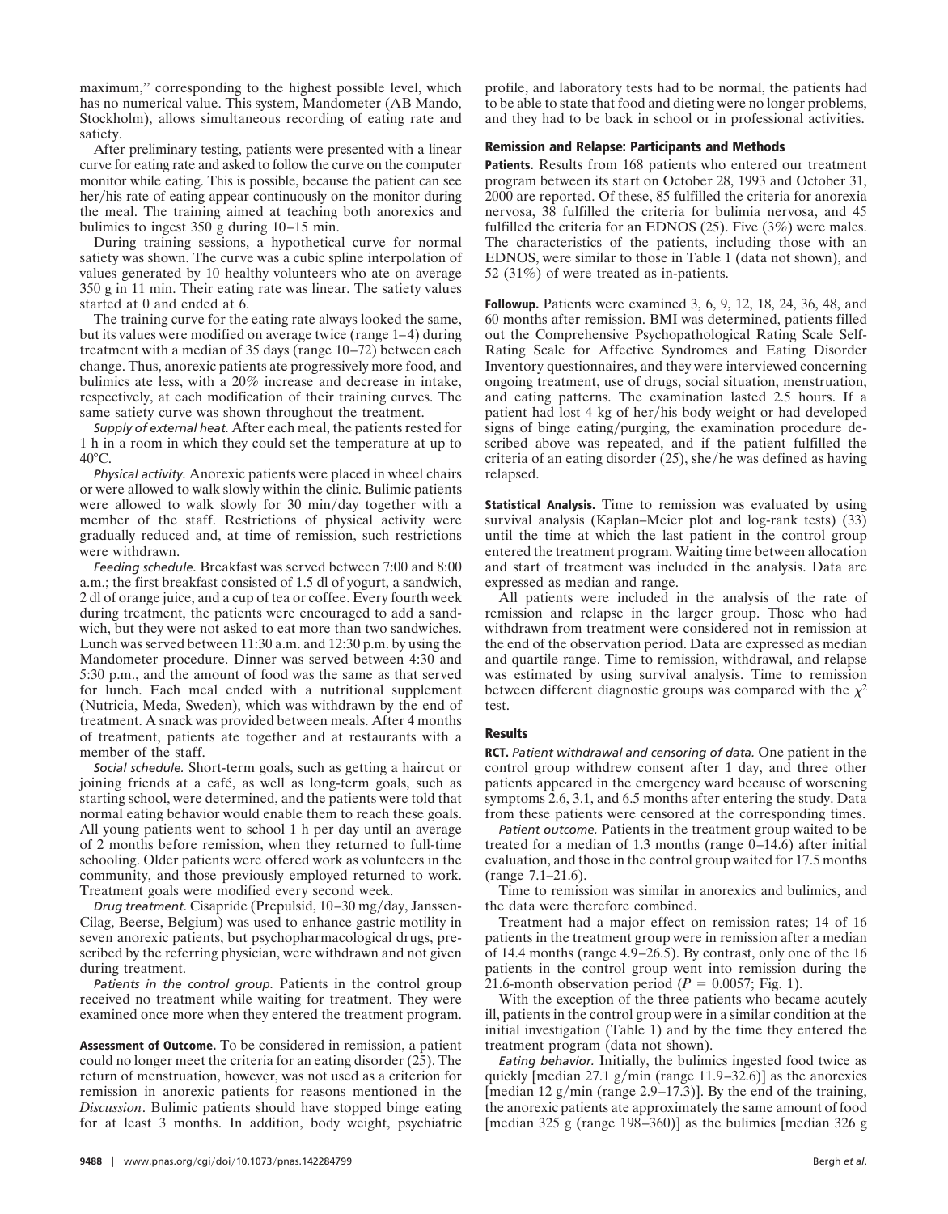maximum," corresponding to the highest possible level, which has no numerical value. This system, Mandometer (AB Mando, Stockholm), allows simultaneous recording of eating rate and satiety.

After preliminary testing, patients were presented with a linear curve for eating rate and asked to follow the curve on the computer monitor while eating. This is possible, because the patient can see her/his rate of eating appear continuously on the monitor during the meal. The training aimed at teaching both anorexics and bulimics to ingest 350 g during 10–15 min.

During training sessions, a hypothetical curve for normal satiety was shown. The curve was a cubic spline interpolation of values generated by 10 healthy volunteers who ate on average 350 g in 11 min. Their eating rate was linear. The satiety values started at 0 and ended at 6.

The training curve for the eating rate always looked the same, but its values were modified on average twice (range 1–4) during treatment with a median of 35 days (range 10–72) between each change. Thus, anorexic patients ate progressively more food, and bulimics ate less, with a 20% increase and decrease in intake, respectively, at each modification of their training curves. The same satiety curve was shown throughout the treatment.

*Supply of external heat.* After each meal, the patients rested for 1 h in a room in which they could set the temperature at up to 40°C.

*Physical activity.* Anorexic patients were placed in wheel chairs or were allowed to walk slowly within the clinic. Bulimic patients were allowed to walk slowly for 30 min/day together with a member of the staff. Restrictions of physical activity were gradually reduced and, at time of remission, such restrictions were withdrawn.

*Feeding schedule.* Breakfast was served between 7:00 and 8:00 a.m.; the first breakfast consisted of 1.5 dl of yogurt, a sandwich, 2 dl of orange juice, and a cup of tea or coffee. Every fourth week during treatment, the patients were encouraged to add a sandwich, but they were not asked to eat more than two sandwiches. Lunch was served between 11:30 a.m. and 12:30 p.m. by using the Mandometer procedure. Dinner was served between 4:30 and 5:30 p.m., and the amount of food was the same as that served for lunch. Each meal ended with a nutritional supplement (Nutricia, Meda, Sweden), which was withdrawn by the end of treatment. A snack was provided between meals. After 4 months of treatment, patients ate together and at restaurants with a member of the staff.

*Social schedule.* Short-term goals, such as getting a haircut or joining friends at a café, as well as long-term goals, such as starting school, were determined, and the patients were told that normal eating behavior would enable them to reach these goals. All young patients went to school 1 h per day until an average of 2 months before remission, when they returned to full-time schooling. Older patients were offered work as volunteers in the community, and those previously employed returned to work. Treatment goals were modified every second week.

*Drug treatment.* Cisapride (Prepulsid, 10–30 mg/day, Janssen-Cilag, Beerse, Belgium) was used to enhance gastric motility in seven anorexic patients, but psychopharmacological drugs, prescribed by the referring physician, were withdrawn and not given during treatment.

*Patients in the control group.* Patients in the control group received no treatment while waiting for treatment. They were examined once more when they entered the treatment program.

**Assessment of Outcome.** To be considered in remission, a patient could no longer meet the criteria for an eating disorder (25). The return of menstruation, however, was not used as a criterion for remission in anorexic patients for reasons mentioned in the *Discussion*. Bulimic patients should have stopped binge eating for at least 3 months. In addition, body weight, psychiatric profile, and laboratory tests had to be normal, the patients had to be able to state that food and dieting were no longer problems, and they had to be back in school or in professional activities.

### Remission and Relapse: Participants and Methods

**Patients.** Results from 168 patients who entered our treatment program between its start on October 28, 1993 and October 31, 2000 are reported. Of these, 85 fulfilled the criteria for anorexia nervosa, 38 fulfilled the criteria for bulimia nervosa, and 45 fulfilled the criteria for an EDNOS (25). Five (3%) were males. The characteristics of the patients, including those with an EDNOS, were similar to those in Table 1 (data not shown), and 52 (31%) of were treated as in-patients.

**Followup.** Patients were examined 3, 6, 9, 12, 18, 24, 36, 48, and 60 months after remission. BMI was determined, patients filled out the Comprehensive Psychopathological Rating Scale Self-Rating Scale for Affective Syndromes and Eating Disorder Inventory questionnaires, and they were interviewed concerning ongoing treatment, use of drugs, social situation, menstruation, and eating patterns. The examination lasted 2.5 hours. If a patient had lost 4 kg of her/his body weight or had developed signs of binge eating/purging, the examination procedure described above was repeated, and if the patient fulfilled the criteria of an eating disorder (25), she/he was defined as having relapsed.

**Statistical Analysis.** Time to remission was evaluated by using survival analysis (Kaplan–Meier plot and log-rank tests) (33) until the time at which the last patient in the control group entered the treatment program. Waiting time between allocation and start of treatment was included in the analysis. Data are expressed as median and range.

All patients were included in the analysis of the rate of remission and relapse in the larger group. Those who had withdrawn from treatment were considered not in remission at the end of the observation period. Data are expressed as median and quartile range. Time to remission, withdrawal, and relapse was estimated by using survival analysis. Time to remission between different diagnostic groups was compared with the $\chi^2$ test.

### Results

**RCT.** *Patient withdrawal and censoring of data.* One patient in the control group withdrew consent after 1 day, and three other patients appeared in the emergency ward because of worsening symptoms 2.6, 3.1, and 6.5 months after entering the study. Data from these patients were censored at the corresponding times.

*Patient outcome.* Patients in the treatment group waited to be treated for a median of 1.3 months (range 0–14.6) after initial evaluation, and those in the control group waited for 17.5 months (range 7.1–21.6).

Time to remission was similar in anorexics and bulimics, and the data were therefore combined.

Treatment had a major effect on remission rates; 14 of 16 patients in the treatment group were in remission after a median of 14.4 months (range 4.9–26.5). By contrast, only one of the 16 patients in the control group went into remission during the 21.6-month observation period ($P = 0.0057$; Fig. 1).

With the exception of the three patients who became acutely ill, patients in the control group were in a similar condition at the initial investigation (Table 1) and by the time they entered the treatment program (data not shown).

*Eating behavior.* Initially, the bulimics ingested food twice as quickly [median 27.1 g/min (range 11.9–32.6)] as the anorexics [median 12 g/min (range 2.9–17.3)]. By the end of the training, the anorexic patients ate approximately the same amount of food [median 325 g (range 198–360)] as the bulimics [median 326 g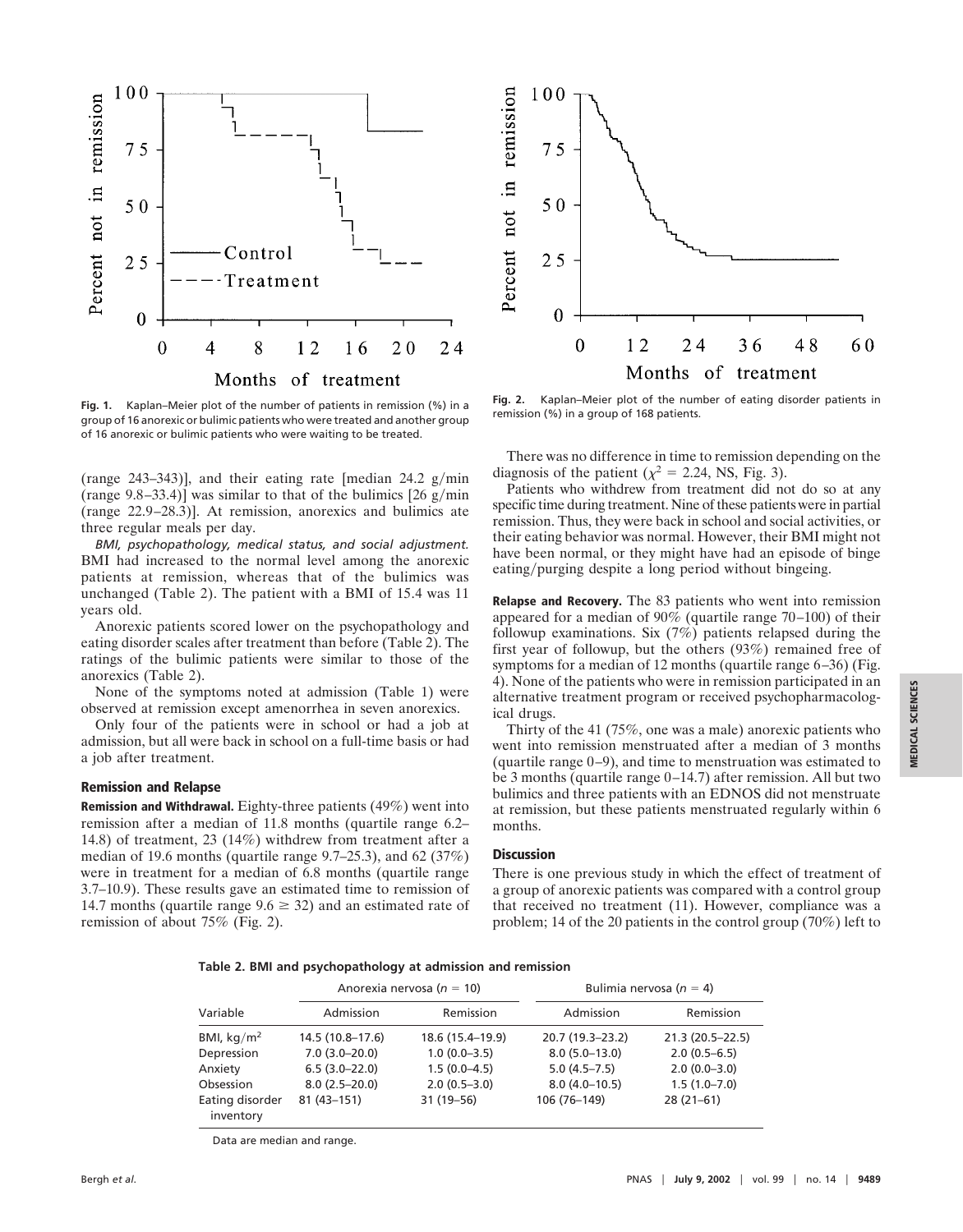Fig. 1. Kaplan–Meier plot of the number of patients in remission (%) in a group of 16 anorexic or bulimic patients who were treated and another group of 16 anorexic or bulimic patients who were waiting to be treated.

Fig. 2. Kaplan–Meier plot of the number of eating disorder patients in remission (%) in a group of 168 patients.

(range 243–343)], and their eating rate [median 24.2 g/min (range 9.8–33.4)] was similar to that of the bulimics [26 g/min (range 22.9–28.3)]. At remission, anorexics and bulimics ate three regular meals per day.

*BMI, psychopathology, medical status, and social adjustment.* BMI had increased to the normal level among the anorexic patients at remission, whereas that of the bulimics was unchanged (Table 2). The patient with a BMI of 15.4 was 11 years old.

Anorexic patients scored lower on the psychopathology and eating disorder scales after treatment than before (Table 2). The ratings of the bulimic patients were similar to those of the anorexics (Table 2).

None of the symptoms noted at admission (Table 1) were observed at remission except amenorrhea in seven anorexics.

Only four of the patients were in school or had a job at admission, but all were back in school on a full-time basis or had a job after treatment.

## Remission and Relapse

**Remission and Withdrawal.** Eighty-three patients (49%) went into remission after a median of 11.8 months (quartile range 6.2–14.8) of treatment, 23 (14%) withdrew from treatment after a median of 19.6 months (quartile range 9.7–25.3), and 62 (37%) were in treatment for a median of 6.8 months (quartile range 3.7–10.9). These results gave an estimated time to remission of 14.7 months (quartile range 9.6 ≥ 32) and an estimated rate of remission of about 75% (Fig. 2).

There was no difference in time to remission depending on the diagnosis of the patient ($\chi^2 = 2.24$, NS, Fig. 3).

Patients who withdrew from treatment did not do so at any specific time during treatment. Nine of these patients were in partial remission. Thus, they were back in school and social activities, or their eating behavior was normal. However, their BMI might not have been normal, or they might have had an episode of binge eating/purging despite a long period without bingeing.

**Relapse and Recovery.** The 83 patients who went into remission appeared for a median of 90% (quartile range 70–100) of their followup examinations. Six (7%) patients relapsed during the first year of followup, but the others (93%) remained free of symptoms for a median of 12 months (quartile range 6–36) (Fig. 4). None of the patients who were in remission participated in an alternative treatment program or received psychopharmacological drugs.

Thirty of the 41 (75%, one was a male) anorexic patients who went into remission menstruated after a median of 3 months (quartile range 0–9), and time to menstruation was estimated to be 3 months (quartile range 0–14.7) after remission. All but two bulimics and three patients with an EDNOS did not menstruate at remission, but these patients menstruated regularly within 6 months.

## Discussion

There is one previous study in which the effect of treatment of a group of anorexic patients was compared with a control group that received no treatment (11). However, compliance was a problem; 14 of the 20 patients in the control group (70%) left to

**Table 2. BMI and psychopathology at admission and remission**

| Variable | Anorexia nervosa ($n$ = 10) | | Bulimia nervosa ($n$ = 4) | |
|---|---|---|---|---|
| | Admission | Remission | Admission | Remission |
| BMI, kg/m$^2$ | 14.5 (10.8–17.6) | 18.6 (15.4–19.9) | 20.7 (19.3–23.2) | 21.3 (20.5–22.5) |
| Depression | 7.0 (3.0–20.0) | 1.0 (0.0–3.5) | 8.0 (5.0–13.0) | 2.0 (0.5–6.5) |
| Anxiety | 6.5 (3.0–22.0) | 1.5 (0.0–4.5) | 5.0 (4.5–7.5) | 2.0 (0.0–3.0) |
| Obsession | 8.0 (2.5–20.0) | 2.0 (0.5–3.0) | 8.0 (4.0–10.5) | 1.5 (1.0–7.0) |
| Eating disorder inventory | 81 (43–151) | 31 (19–56) | 106 (76–149) | 28 (21–61) |

Data are median and range.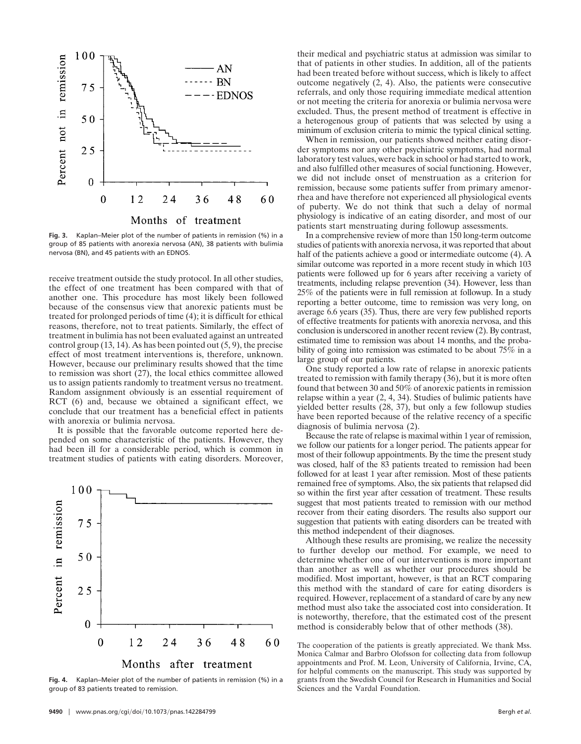**Fig. 3.** Kaplan–Meier plot of the number of patients in remission (%) in a group of 85 patients with anorexia nervosa (AN), 38 patients with bulimia nervosa (BN), and 45 patients with an EDNOS.

receive treatment outside the study protocol. In all other studies, the effect of one treatment has been compared with that of another one. This procedure has most likely been followed because of the consensus view that anorexic patients must be treated for prolonged periods of time (4); it is difficult for ethical reasons, therefore, not to treat patients. Similarly, the effect of treatment in bulimia has not been evaluated against an untreated control group (13, 14). As has been pointed out (5, 9), the precise effect of most treatment interventions is, therefore, unknown. However, because our preliminary results showed that the time to remission was short (27), the local ethics committee allowed us to assign patients randomly to treatment versus no treatment. Random assignment obviously is an essential requirement of RCT (6) and, because we obtained a significant effect, we conclude that our treatment has a beneficial effect in patients with anorexia or bulimia nervosa.

It is possible that the favorable outcome reported here depended on some characteristic of the patients. However, they had been ill for a considerable period, which is common in treatment studies of patients with eating disorders. Moreover,

**Fig. 4.** Kaplan–Meier plot of the number of patients in remission (%) in a group of 83 patients treated to remission.

their medical and psychiatric status at admission was similar to that of patients in other studies. In addition, all of the patients had been treated before without success, which is likely to affect outcome negatively (2, 4). Also, the patients were consecutive referrals, and only those requiring immediate medical attention or not meeting the criteria for anorexia or bulimia nervosa were excluded. Thus, the present method of treatment is effective in a heterogenous group of patients that was selected by using a minimum of exclusion criteria to mimic the typical clinical setting.

When in remission, our patients showed neither eating disorder symptoms nor any other psychiatric symptoms, had normal laboratory test values, were back in school or had started to work, and also fulfilled other measures of social functioning. However, we did not include onset of menstruation as a criterion for remission, because some patients suffer from primary amenorrhea and have therefore not experienced all physiological events of puberty. We do not think that such a delay of normal physiology is indicative of an eating disorder, and most of our patients start menstruating during followup assessments.

In a comprehensive review of more than 150 long-term outcome studies of patients with anorexia nervosa, it was reported that about half of the patients achieve a good or intermediate outcome (4). A similar outcome was reported in a more recent study in which 103 patients were followed up for 6 years after receiving a variety of treatments, including relapse prevention (34). However, less than 25% of the patients were in full remission at followup. In a study reporting a better outcome, time to remission was very long, on average 6.6 years (35). Thus, there are very few published reports of effective treatments for patients with anorexia nervosa, and this conclusion is underscored in another recent review (2). By contrast, estimated time to remission was about 14 months, and the probability of going into remission was estimated to be about 75% in a large group of our patients.

One study reported a low rate of relapse in anorexic patients treated to remission with family therapy (36), but it is more often found that between 30 and 50% of anorexic patients in remission relapse within a year (2, 4, 34). Studies of bulimic patients have yielded better results (28, 37), but only a few followup studies have been reported because of the relative recency of a specific diagnosis of bulimia nervosa (2).

Because the rate of relapse is maximal within 1 year of remission, we follow our patients for a longer period. The patients appear for most of their followup appointments. By the time the present study was closed, half of the 83 patients treated to remission had been followed for at least 1 year after remission. Most of these patients remained free of symptoms. Also, the six patients that relapsed did so within the first year after cessation of treatment. These results suggest that most patients treated to remission with our method recover from their eating disorders. The results also support our suggestion that patients with eating disorders can be treated with this method independent of their diagnoses.

Although these results are promising, we realize the necessity to further develop our method. For example, we need to determine whether one of our interventions is more important than another as well as whether our procedures should be modified. Most important, however, is that an RCT comparing this method with the standard of care for eating disorders is required. However, replacement of a standard of care by any new method must also take the associated cost into consideration. It is noteworthy, therefore, that the estimated cost of the present method is considerably below that of other methods (38).

The cooperation of the patients is greatly appreciated. We thank Mss. Monica Calmar and Barbro Olofsson for collecting data from followup appointments and Prof. M. Leon, University of California, Irvine, CA, for helpful comments on the manuscript. This study was supported by grants from the Swedish Council for Research in Humanities and Social Sciences and the Vardal Foundation.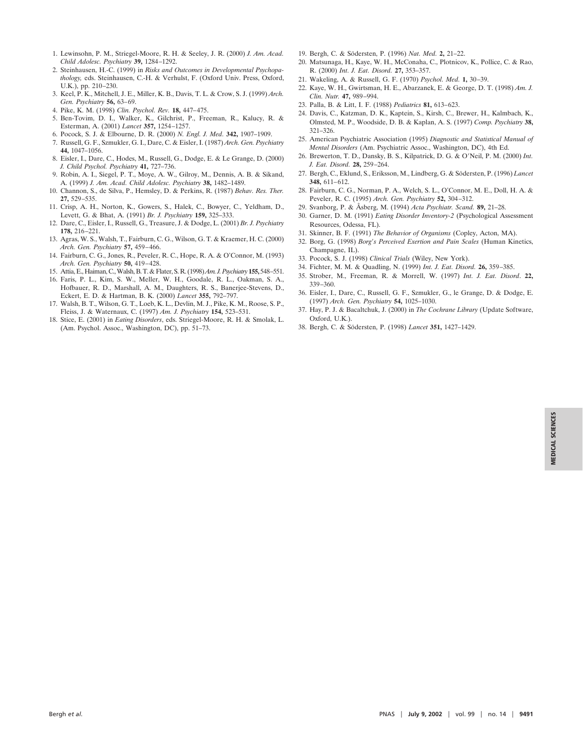1. Lewinsohn, P. M., Striegel-Moore, R. H. & Seeley, J. R. (2000) *J. Am. Acad. Child Adolesc. Psychiatry* **39,** 1284–1292.
2. Steinhausen, H.-C. (1999) in *Risks and Outcomes in Developmental Psychopathology,* eds. Steinhausen, C.-H. & Verhulst, F. (Oxford Univ. Press, Oxford, U.K.), pp. 210–230.
3. Keel, P. K., Mitchell, J. E., Miller, K. B., Davis, T. L. & Crow, S. J. (1999) *Arch. Gen. Psychiatry* **56,** 63–69.
4. Pike, K. M. (1998) *Clin. Psychol. Rev.* **18,** 447–475.
5. Ben-Tovim, D. I., Walker, K., Gilchrist, P., Freeman, R., Kalucy, R. & Esterman, A. (2001) *Lancet* **357,** 1254–1257.
6. Pocock, S. J. & Elbourne, D. R. (2000) *N. Engl. J. Med.* **342,** 1907–1909.
7. Russell, G. F., Szmukler, G. I., Dare, C. & Eisler, I. (1987) *Arch. Gen. Psychiatry* **44,** 1047–1056.
8. Eisler, I., Dare, C., Hodes, M., Russell, G., Dodge, E. & Le Grange, D. (2000) *J. Child Psychol. Psychiatry* **41,** 727–736.
9. Robin, A. I., Siegel, P. T., Moye, A. W., Gilroy, M., Dennis, A. B. & Sikand, A. (1999) *J. Am. Acad. Child Adolesc. Psychiatry* **38,** 1482–1489.
10. Channon, S., de Silva, P., Hemsley, D. & Perkins, R. (1987) *Behav. Res. Ther.* **27,** 529–535.
11. Crisp, A. H., Norton, K., Gowers, S., Halek, C., Bowyer, C., Yeldham, D., Levett, G. & Bhat, A. (1991) *Br. J. Psychiatry* **159,** 325–333.
12. Dare, C., Eisler, I., Russell, G., Treasure, J. & Dodge, L. (2001) *Br. J. Psychiatry* **178,** 216–221.
13. Agras, W. S., Walsh, T., Fairburn, C. G., Wilson, G. T. & Kraemer, H. C. (2000) *Arch. Gen. Psychiatry* **57,** 459–466.
14. Fairburn, C. G., Jones, R., Peveler, R. C., Hope, R. A. & O'Connor, M. (1993) *Arch. Gen. Psychiatry* **50,** 419–428.
15. Attia, E., Haiman, C., Walsh, B. T. & Flater, S. R. (1998) *Am. J. Psychiatry* **155,** 548–551.
16. Faris, P. L., Kim, S. W., Meller, W. H., Goodale, R. L., Oakman, S. A., Hofbauer, R. D., Marshall, A. M., Daughters, R. S., Banerjee-Stevens, D., Eckert, E. D. & Hartman, B. K. (2000) *Lancet* **355,** 792–797.
17. Walsh, B. T., Wilson, G. T., Loeb, K. L., Devlin, M. J., Pike, K. M., Roose, S. P., Fleiss, J. & Waternaux, C. (1997) *Am. J. Psychiatry* **154,** 523–531.
18. Stice, E. (2001) in *Eating Disorders*, eds. Striegel-Moore, R. H. & Smolak, L. (Am. Psychol. Assoc., Washington, DC), pp. 51–73.
19. Bergh, C. & Södersten, P. (1996) *Nat. Med.* **2,** 21–22.
20. Matsunaga, H., Kaye, W. H., McConaha, C., Plotnicov, K., Pollice, C. & Rao, R. (2000) *Int. J. Eat. Disord.* **27,** 353–357.
21. Wakeling, A. & Russell, G. F. (1970) *Psychol. Med.* **1,** 30–39.
22. Kaye, W. H., Gwirtsman, H. E., Abarzanek, E. & George, D. T. (1998) *Am. J. Clin. Nutr.* **47,** 989–994.
23. Palla, B. & Litt, I. F. (1988) *Pediatrics* **81,** 613–623.
24. Davis, C., Katzman, D. K., Kaptein, S., Kirsh, C., Brewer, H., Kalmbach, K., Olmsted, M. P., Woodside, D. B. & Kaplan, A. S. (1997) *Comp. Psychiatry* **38,** 321–326.
25. American Psychiatric Association (1995) *Diagnostic and Statistical Manual of Mental Disorders* (Am. Psychiatric Assoc., Washington, DC), 4th Ed.
26. Brewerton, T. D., Dansky, B. S., Kilpatrick, D. G. & O'Neil, P. M. (2000) *Int. J. Eat. Disord.* **28,** 259–264.
27. Bergh, C., Eklund, S., Eriksson, M., Lindberg, G. & Södersten, P. (1996) *Lancet* **348,** 611–612.
28. Fairburn, C. G., Norman, P. A., Welch, S. L., O'Connor, M. E., Doll, H. A. & Peveler, R. C. (1995) *Arch. Gen. Psychiatry* **52,** 304–312.
29. Svanborg, P. & Åsberg, M. (1994) *Acta Psychiatr. Scand.* **89,** 21–28.
30. Garner, D. M. (1991) *Eating Disorder Inventory-2* (Psychological Assessment Resources, Odessa, FL).
31. Skinner, B. F. (1991) *The Behavior of Organisms* (Copley, Acton, MA).
32. Borg, G. (1998) *Borg's Perceived Exertion and Pain Scales* (Human Kinetics, Champagne, IL).
33. Pocock, S. J. (1998) *Clinical Trials* (Wiley, New York).
34. Fichter, M. M. & Quadling, N. (1999) *Int. J. Eat. Disord.* **26,** 359–385.
35. Strober, M., Freeman, R. & Morrell, W. (1997) *Int. J. Eat. Disord*. **22,** 339–360.
36. Eisler, I., Dare, C., Russell, G. F., Szmukler, G., le Grange, D. & Dodge, E. (1997) *Arch. Gen. Psychiatry* **54,** 1025–1030.
37. Hay, P. J. & Bacaltchuk, J. (2000) in *The Cochrane Library* (Update Software, Oxford, U.K.).
38. Bergh, C. & Södersten, P. (1998) *Lancet* **351,** 1427–1429.